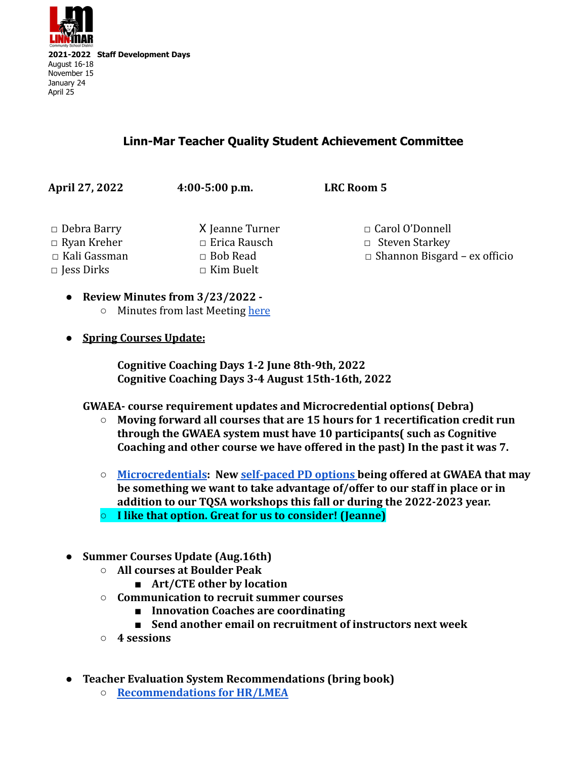**2021-2022 Staff Development Days**
August 16-18
November 15
January 24
April 25

## Linn-Mar Teacher Quality Student Achievement Committee

**April 27, 2022** **4:00-5:00 p.m.** **LRC Room 5**

□ Debra Barry
□ Ryan Kreher
□ Kali Gassman
□ Jess Dirks
X Jeanne Turner
□ Erica Rausch
□ Bob Read
□ Kim Buelt
□ Carol O'Donnell
□ Steven Starkey
□ Shannon Bisgard – ex officio

- **Review Minutes from 3/23/2022 -**
  - Minutes from last Meeting [here]

- **Spring Courses Update:**

  **Cognitive Coaching Days 1-2 June 8th-9th, 2022**
  **Cognitive Coaching Days 3-4 August 15th-16th, 2022**

  **GWAEA- course requirement updates and Microcredential options( Debra)**
  - **Moving forward all courses that are 15 hours for 1 recertification credit run through the GWAEA system must have 10 participants( such as Cognitive Coaching and other course we have offered in the past) In the past it was 7.**
  - **[Microcredentials]: New [self-paced PD options] being offered at GWAEA that may be something we want to take advantage of/offer to our staff in place or in addition to our TQSA workshops this fall or during the 2022-2023 year.**
  - **I like that option. Great for us to consider! (Jeanne)**

- **Summer Courses Update (Aug.16th)**
  - **All courses at Boulder Peak**
    - **Art/CTE other by location**
  - **Communication to recruit summer courses**
    - **Innovation Coaches are coordinating**
    - **Send another email on recruitment of instructors next week**
  - **4 sessions**

- **Teacher Evaluation System Recommendations (bring book)**
  - **[Recommendations for HR/LMEA]**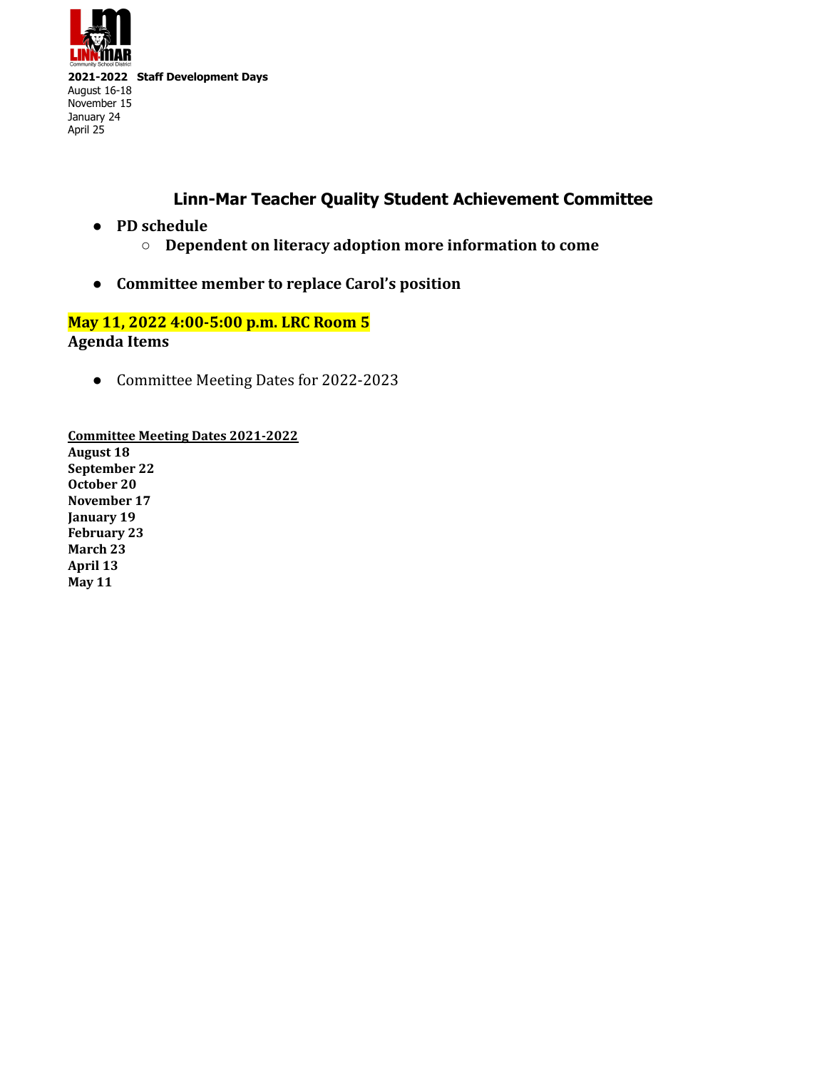**2021-2022 Staff Development Days**
August 16-18
November 15
January 24
April 25

## Linn-Mar Teacher Quality Student Achievement Committee

- **PD schedule**
  - **Dependent on literacy adoption more information to come**
- **Committee member to replace Carol's position**

**May 11, 2022 4:00-5:00 p.m. LRC Room 5**

**Agenda Items**

- Committee Meeting Dates for 2022-2023

**Committee Meeting Dates 2021-2022**
**August 18**
**September 22**
**October 20**
**November 17**
**January 19**
**February 23**
**March 23**
**April 13**
**May 11**